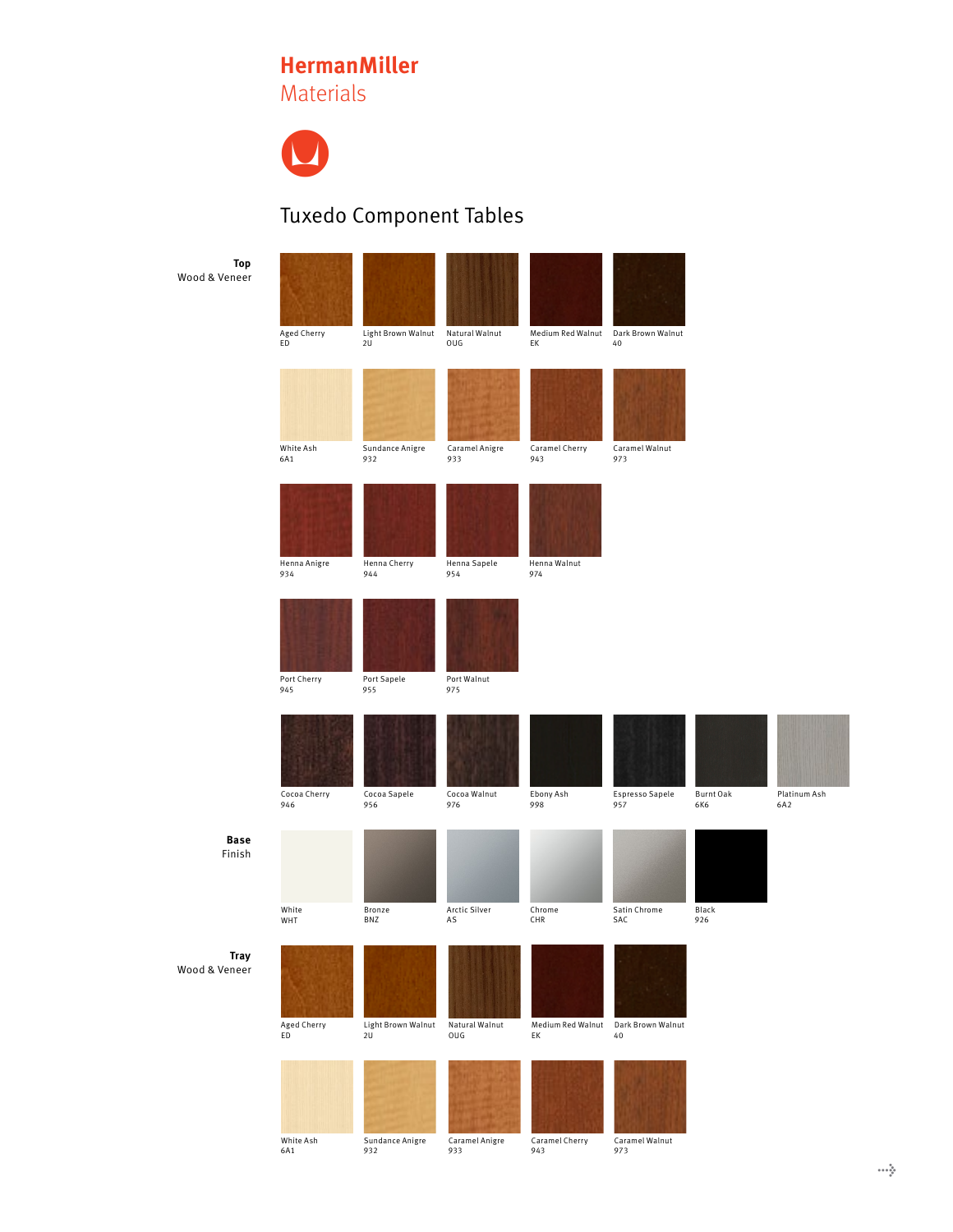# HermanMiller
## Materials

## Tuxedo Component Tables

**Top**
Wood & Veneer

- Aged Cherry ED
- Light Brown Walnut 2U
- Natural Walnut OUG
- Medium Red Walnut EK
- Dark Brown Walnut 40
- White Ash 6A1
- Sundance Anigre 932
- Caramel Anigre 933
- Caramel Cherry 943
- Caramel Walnut 973
- Henna Anigre 934
- Henna Cherry 944
- Henna Sapele 954
- Henna Walnut 974
- Port Cherry 945
- Port Sapele 955
- Port Walnut 975
- Cocoa Cherry 946
- Cocoa Sapele 956
- Cocoa Walnut 976
- Ebony Ash 998
- Espresso Sapele 957
- Burnt Oak 6K6
- Platinum Ash 6A2

**Base**
Finish

- White WHT
- Bronze BNZ
- Arctic Silver AS
- Chrome CHR
- Satin Chrome SAC
- Black 926

**Tray**
Wood & Veneer

- Aged Cherry ED
- Light Brown Walnut 2U
- Natural Walnut OUG
- Medium Red Walnut EK
- Dark Brown Walnut 40
- White Ash 6A1
- Sundance Anigre 932
- Caramel Anigre 933
- Caramel Cherry 943
- Caramel Walnut 973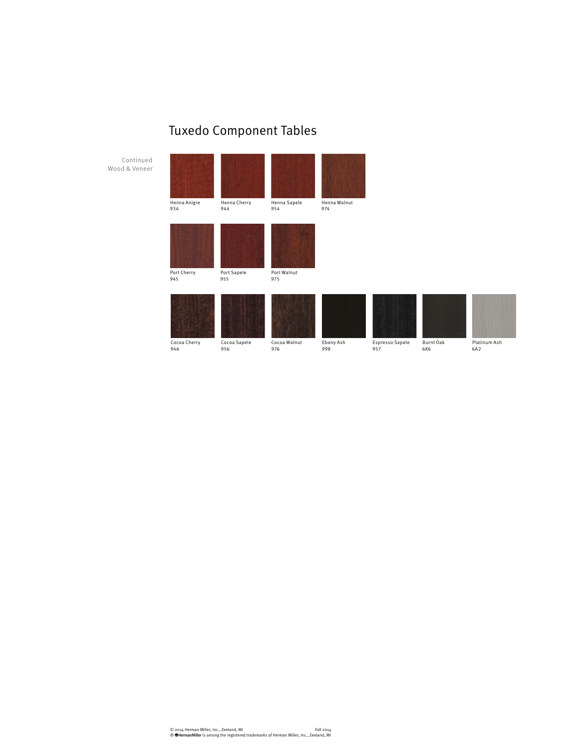# Tuxedo Component Tables

Continued
Wood & Veneer

Henna Anigre
934

Henna Cherry
944

Henna Sapele
954

Henna Walnut
974

Port Cherry
945

Port Sapele
955

Port Walnut
975

Cocoa Cherry
946

Cocoa Sapele
956

Cocoa Walnut
976

Ebony Ash
998

Espresso Sapele
957

Burnt Oak
6K6

Platinum Ash
6A2

© 2014 Herman Miller, Inc., Zeeland, MI
Fall 2014
® HermanMiller is among the registered trademarks of Herman Miller, Inc., Zeeland, MI